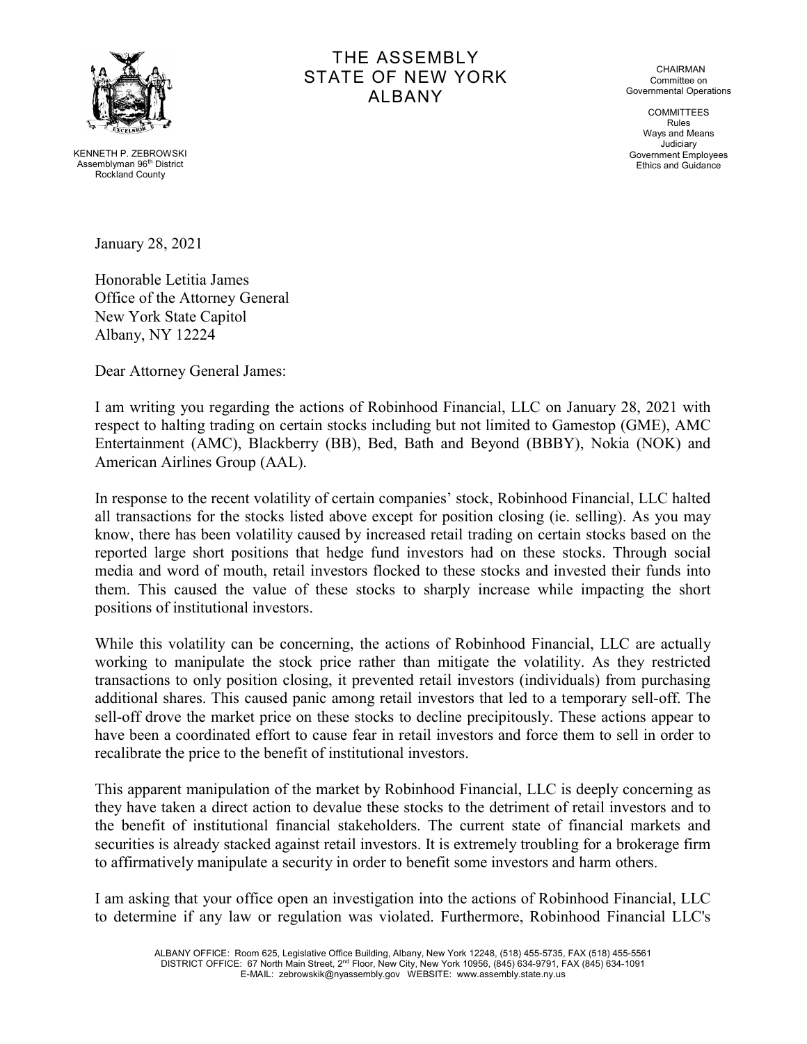# THE ASSEMBLY
# STATE OF NEW YORK
# ALBANY

KENNETH P. ZEBROWSKI
Assemblyman 96th District
Rockland County

CHAIRMAN
Committee on
Governmental Operations

COMMITTEES
Rules
Ways and Means
Judiciary
Government Employees
Ethics and Guidance

January 28, 2021

Honorable Letitia James
Office of the Attorney General
New York State Capitol
Albany, NY 12224

Dear Attorney General James:

I am writing you regarding the actions of Robinhood Financial, LLC on January 28, 2021 with respect to halting trading on certain stocks including but not limited to Gamestop (GME), AMC Entertainment (AMC), Blackberry (BB), Bed, Bath and Beyond (BBBY), Nokia (NOK) and American Airlines Group (AAL).

In response to the recent volatility of certain companies' stock, Robinhood Financial, LLC halted all transactions for the stocks listed above except for position closing (ie. selling). As you may know, there has been volatility caused by increased retail trading on certain stocks based on the reported large short positions that hedge fund investors had on these stocks. Through social media and word of mouth, retail investors flocked to these stocks and invested their funds into them. This caused the value of these stocks to sharply increase while impacting the short positions of institutional investors.

While this volatility can be concerning, the actions of Robinhood Financial, LLC are actually working to manipulate the stock price rather than mitigate the volatility. As they restricted transactions to only position closing, it prevented retail investors (individuals) from purchasing additional shares. This caused panic among retail investors that led to a temporary sell-off. The sell-off drove the market price on these stocks to decline precipitously. These actions appear to have been a coordinated effort to cause fear in retail investors and force them to sell in order to recalibrate the price to the benefit of institutional investors.

This apparent manipulation of the market by Robinhood Financial, LLC is deeply concerning as they have taken a direct action to devalue these stocks to the detriment of retail investors and to the benefit of institutional financial stakeholders. The current state of financial markets and securities is already stacked against retail investors. It is extremely troubling for a brokerage firm to affirmatively manipulate a security in order to benefit some investors and harm others.

I am asking that your office open an investigation into the actions of Robinhood Financial, LLC to determine if any law or regulation was violated. Furthermore, Robinhood Financial LLC's

ALBANY OFFICE: Room 625, Legislative Office Building, Albany, New York 12248, (518) 455-5735, FAX (518) 455-5561
DISTRICT OFFICE: 67 North Main Street, 2nd Floor, New City, New York 10956, (845) 634-9791, FAX (845) 634-1091
E-MAIL: zebrowskik@nyassembly.gov WEBSITE: www.assembly.state.ny.us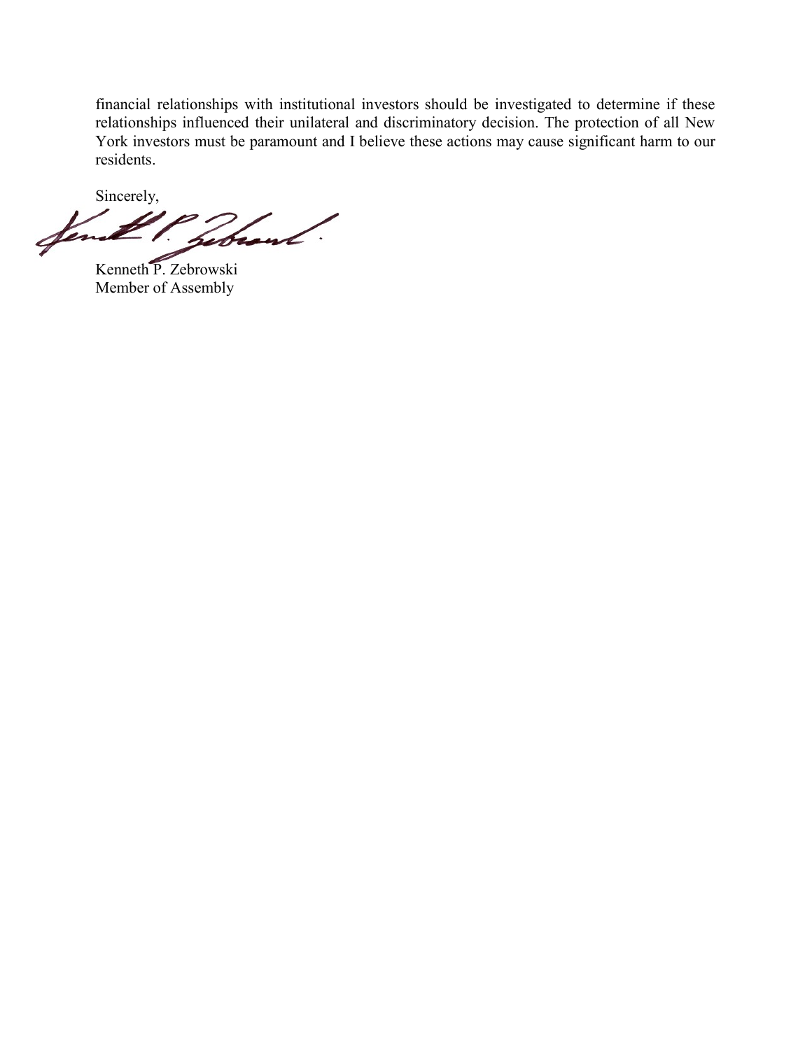financial relationships with institutional investors should be investigated to determine if these relationships influenced their unilateral and discriminatory decision. The protection of all New York investors must be paramount and I believe these actions may cause significant harm to our residents.

Sincerely,

Kenneth P. Zebrowski
Member of Assembly